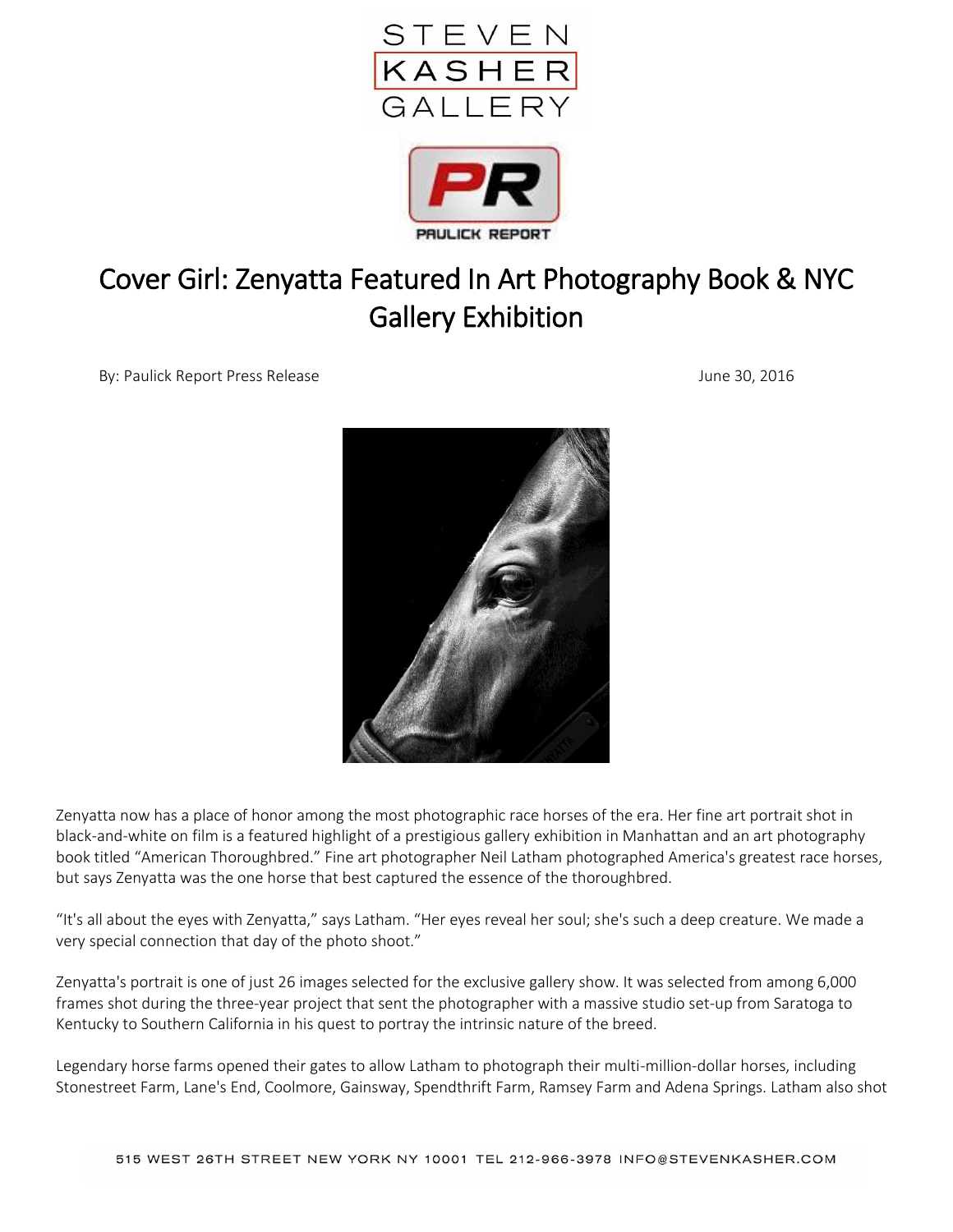# Cover Girl: Zenyatta Featured In Art Photography Book & NYC Gallery Exhibition

By: Paulick Report Press Release

June 30, 2016

Zenyatta now has a place of honor among the most photographic race horses of the era. Her fine art portrait shot in black-and-white on film is a featured highlight of a prestigious gallery exhibition in Manhattan and an art photography book titled "American Thoroughbred." Fine art photographer Neil Latham photographed America's greatest race horses, but says Zenyatta was the one horse that best captured the essence of the thoroughbred.

"It's all about the eyes with Zenyatta," says Latham. "Her eyes reveal her soul; she's such a deep creature. We made a very special connection that day of the photo shoot."

Zenyatta's portrait is one of just 26 images selected for the exclusive gallery show. It was selected from among 6,000 frames shot during the three-year project that sent the photographer with a massive studio set-up from Saratoga to Kentucky to Southern California in his quest to portray the intrinsic nature of the breed.

Legendary horse farms opened their gates to allow Latham to photograph their multi-million-dollar horses, including Stonestreet Farm, Lane's End, Coolmore, Gainsway, Spendthrift Farm, Ramsey Farm and Adena Springs. Latham also shot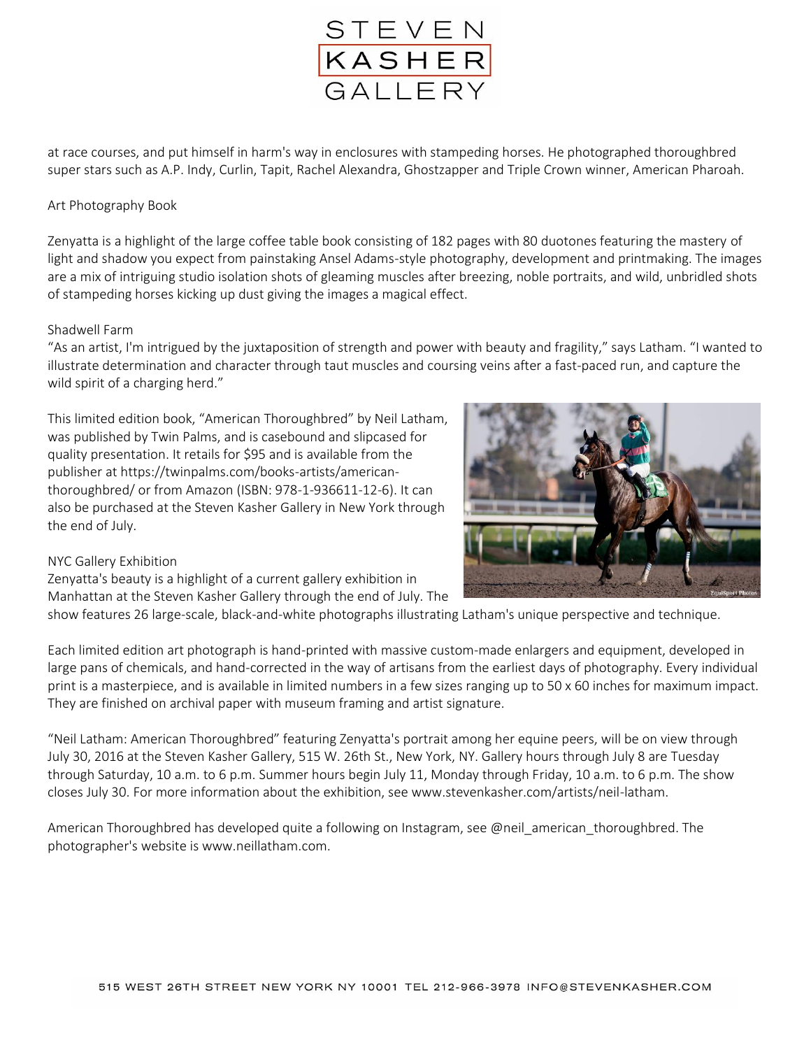at race courses, and put himself in harm's way in enclosures with stampeding horses. He photographed thoroughbred super stars such as A.P. Indy, Curlin, Tapit, Rachel Alexandra, Ghostzapper and Triple Crown winner, American Pharoah.

## Art Photography Book

Zenyatta is a highlight of the large coffee table book consisting of 182 pages with 80 duotones featuring the mastery of light and shadow you expect from painstaking Ansel Adams-style photography, development and printmaking. The images are a mix of intriguing studio isolation shots of gleaming muscles after breezing, noble portraits, and wild, unbridled shots of stampeding horses kicking up dust giving the images a magical effect.

## Shadwell Farm

"As an artist, I'm intrigued by the juxtaposition of strength and power with beauty and fragility," says Latham. "I wanted to illustrate determination and character through taut muscles and coursing veins after a fast-paced run, and capture the wild spirit of a charging herd."

This limited edition book, "American Thoroughbred" by Neil Latham, was published by Twin Palms, and is casebound and slipcased for quality presentation. It retails for $95 and is available from the publisher at https://twinpalms.com/books-artists/american-thoroughbred/ or from Amazon (ISBN: 978-1-936611-12-6). It can also be purchased at the Steven Kasher Gallery in New York through the end of July.

## NYC Gallery Exhibition

Zenyatta's beauty is a highlight of a current gallery exhibition in Manhattan at the Steven Kasher Gallery through the end of July. The show features 26 large-scale, black-and-white photographs illustrating Latham's unique perspective and technique.

Each limited edition art photograph is hand-printed with massive custom-made enlargers and equipment, developed in large pans of chemicals, and hand-corrected in the way of artisans from the earliest days of photography. Every individual print is a masterpiece, and is available in limited numbers in a few sizes ranging up to 50 x 60 inches for maximum impact. They are finished on archival paper with museum framing and artist signature.

"Neil Latham: American Thoroughbred" featuring Zenyatta's portrait among her equine peers, will be on view through July 30, 2016 at the Steven Kasher Gallery, 515 W. 26th St., New York, NY. Gallery hours through July 8 are Tuesday through Saturday, 10 a.m. to 6 p.m. Summer hours begin July 11, Monday through Friday, 10 a.m. to 6 p.m. The show closes July 30. For more information about the exhibition, see www.stevenkasher.com/artists/neil-latham.

American Thoroughbred has developed quite a following on Instagram, see @neil_american_thoroughbred. The photographer's website is www.neillatham.com.